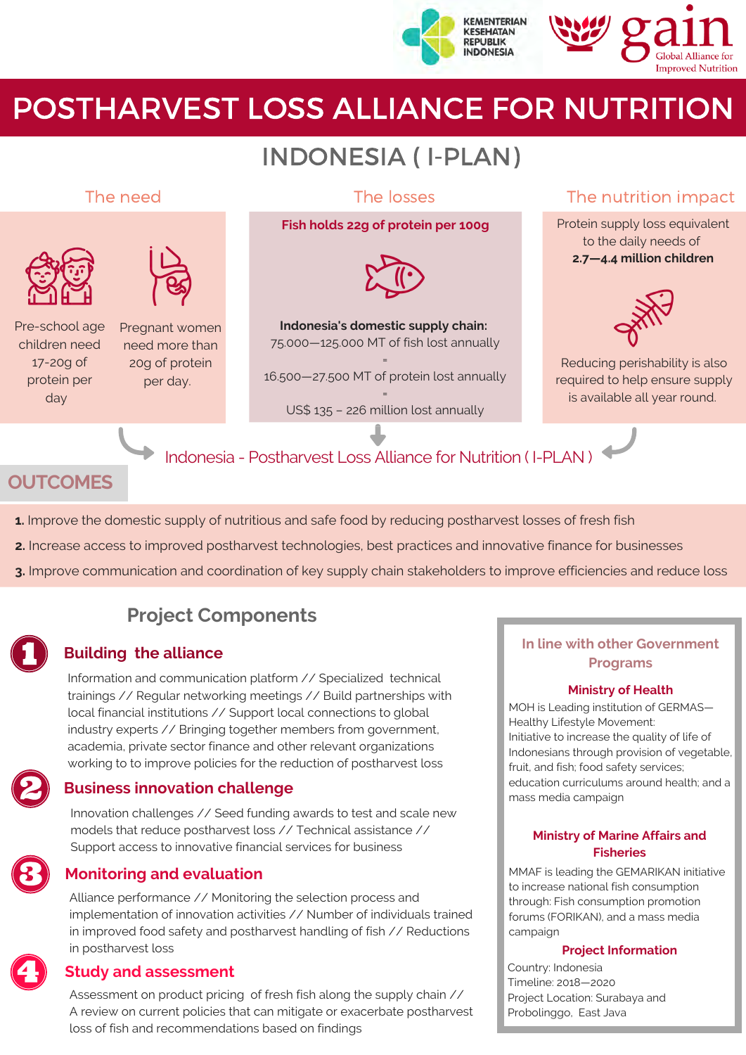KEMENTERIAN KESEHATAN REPUBLIK INDONESIA

gain Global Alliance for Improved Nutrition

# POSTHARVEST LOSS ALLIANCE FOR NUTRITION

## INDONESIA ( I-PLAN)

### The need

Pre-school age children need 17-20g of protein per day

Pregnant women need more than 20g of protein per day.

### The losses

**Fish holds 22g of protein per 100g**

**Indonesia's domestic supply chain:**
75.000—125.000 MT of fish lost annually
=
16.500—27.500 MT of protein lost annually
=
US$ 135 – 226 million lost annually

### The nutrition impact

Protein supply loss equivalent to the daily needs of **2.7—4.4 million children**

Reducing perishability is also required to help ensure supply is available all year round.

Indonesia - Postharvest Loss Alliance for Nutrition ( I-PLAN )

## OUTCOMES

1. Improve the domestic supply of nutritious and safe food by reducing postharvest losses of fresh fish
2. Increase access to improved postharvest technologies, best practices and innovative finance for businesses
3. Improve communication and coordination of key supply chain stakeholders to improve efficiencies and reduce loss

## Project Components

### 1 Building the alliance

Information and communication platform // Specialized technical trainings // Regular networking meetings // Build partnerships with local financial institutions // Support local connections to global industry experts // Bringing together members from government, academia, private sector finance and other relevant organizations working to to improve policies for the reduction of postharvest loss

### 2 Business innovation challenge

Innovation challenges // Seed funding awards to test and scale new models that reduce postharvest loss // Technical assistance // Support access to innovative financial services for business

### 3 Monitoring and evaluation

Alliance performance // Monitoring the selection process and implementation of innovation activities // Number of individuals trained in improved food safety and postharvest handling of fish // Reductions in postharvest loss

### 4 Study and assessment

Assessment on product pricing of fresh fish along the supply chain // A review on current policies that can mitigate or exacerbate postharvest loss of fish and recommendations based on findings

### In line with other Government Programs

**Ministry of Health**

MOH is Leading institution of GERMAS—Healthy Lifestyle Movement:
Initiative to increase the quality of life of Indonesians through provision of vegetable, fruit, and fish; food safety services; education curriculums around health; and a mass media campaign

**Ministry of Marine Affairs and Fisheries**

MMAF is leading the GEMARIKAN initiative to increase national fish consumption through: Fish consumption promotion forums (FORIKAN), and a mass media campaign

**Project Information**

Country: Indonesia
Timeline: 2018—2020
Project Location: Surabaya and Probolinggo, East Java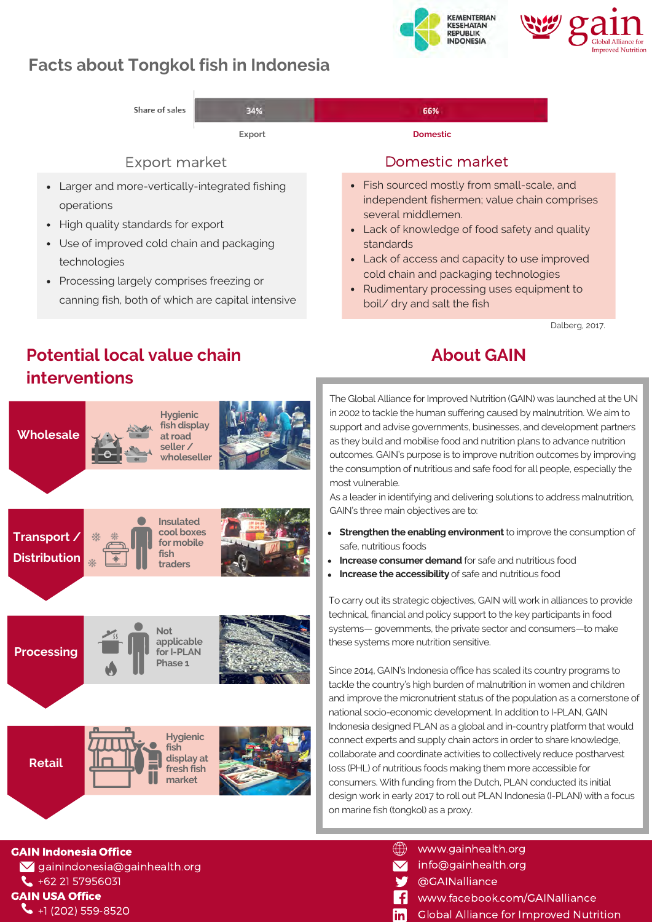# Facts about Tongkol fish in Indonesia

Share of sales

34%

66%

Export

Domestic

## Export market

- Larger and more-vertically-integrated fishing operations
- High quality standards for export
- Use of improved cold chain and packaging technologies
- Processing largely comprises freezing or canning fish, both of which are capital intensive

## Domestic market

- Fish sourced mostly from small-scale, and independent fishermen; value chain comprises several middlemen.
- Lack of knowledge of food safety and quality standards
- Lack of access and capacity to use improved cold chain and packaging technologies
- Rudimentary processing uses equipment to boil/ dry and salt the fish

Dalberg, 2017.

## Potential local value chain interventions

**Wholesale**: Hygienic fish display at road seller / wholeseller

**Transport / Distribution**: Insulated cool boxes for mobile fish traders

**Processing**: Not applicable for I-PLAN Phase 1

**Retail**: Hygienic fish display at fresh fish market

## About GAIN

The Global Alliance for Improved Nutrition (GAIN) was launched at the UN in 2002 to tackle the human suffering caused by malnutrition. We aim to support and advise governments, businesses, and development partners as they build and mobilise food and nutrition plans to advance nutrition outcomes. GAIN's purpose is to improve nutrition outcomes by improving the consumption of nutritious and safe food for all people, especially the most vulnerable.

As a leader in identifying and delivering solutions to address malnutrition, GAIN's three main objectives are to:

- **Strengthen the enabling environment** to improve the consumption of safe, nutritious foods
- **Increase consumer demand** for safe and nutritious food
- **Increase the accessibility** of safe and nutritious food

To carry out its strategic objectives, GAIN will work in alliances to provide technical, financial and policy support to the key participants in food systems— governments, the private sector and consumers—to make these systems more nutrition sensitive.

Since 2014, GAIN's Indonesia office has scaled its country programs to tackle the country's high burden of malnutrition in women and children and improve the micronutrient status of the population as a cornerstone of national socio-economic development. In addition to I-PLAN, GAIN Indonesia designed PLAN as a global and in-country platform that would connect experts and supply chain actors in order to share knowledge, collaborate and coordinate activities to collectively reduce postharvest loss (PHL) of nutritious foods making them more accessible for consumers. With funding from the Dutch, PLAN conducted its initial design work in early 2017 to roll out PLAN Indonesia (I-PLAN) with a focus on marine fish (tongkol) as a proxy.

**GAIN Indonesia Office**
gainindonesia@gainhealth.org
+62 21 57956031

**GAIN USA Office**
+1 (202) 559-8520

www.gainhealth.org
info@gainhealth.org
@GAINalliance
www.facebook.com/GAINalliance
Global Alliance for Improved Nutrition